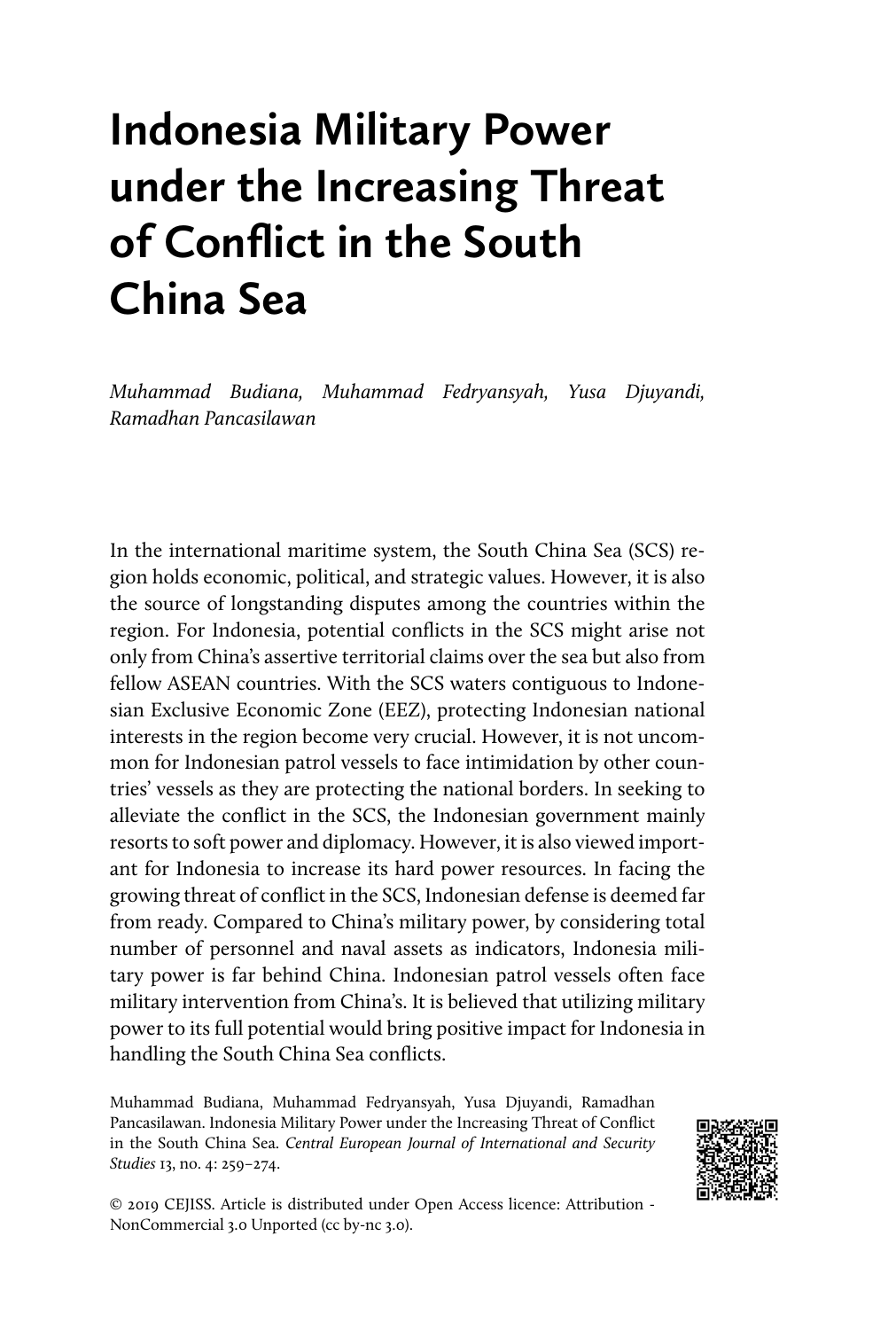# Indonesia Military Power under the Increasing Threat of Conflict in the South China Sea

*Muhammad Budiana, Muhammad Fedryansyah, Yusa Djuyandi, Ramadhan Pancasilawan*

In the international maritime system, the South China Sea (SCS) region holds economic, political, and strategic values. However, it is also the source of longstanding disputes among the countries within the region. For Indonesia, potential conflicts in the SCS might arise not only from China's assertive territorial claims over the sea but also from fellow ASEAN countries. With the SCS waters contiguous to Indonesian Exclusive Economic Zone (EEZ), protecting Indonesian national interests in the region become very crucial. However, it is not uncommon for Indonesian patrol vessels to face intimidation by other countries' vessels as they are protecting the national borders. In seeking to alleviate the conflict in the SCS, the Indonesian government mainly resorts to soft power and diplomacy. However, it is also viewed important for Indonesia to increase its hard power resources. In facing the growing threat of conflict in the SCS, Indonesian defense is deemed far from ready. Compared to China's military power, by considering total number of personnel and naval assets as indicators, Indonesia military power is far behind China. Indonesian patrol vessels often face military intervention from China's. It is believed that utilizing military power to its full potential would bring positive impact for Indonesia in handling the South China Sea conflicts.

Muhammad Budiana, Muhammad Fedryansyah, Yusa Djuyandi, Ramadhan Pancasilawan. Indonesia Military Power under the Increasing Threat of Conflict in the South China Sea. *Central European Journal of International and Security Studies* 13, no. 4: 259–274.

© 2019 CEJISS. Article is distributed under Open Access licence: Attribution - NonCommercial 3.0 Unported (cc by-nc 3.0).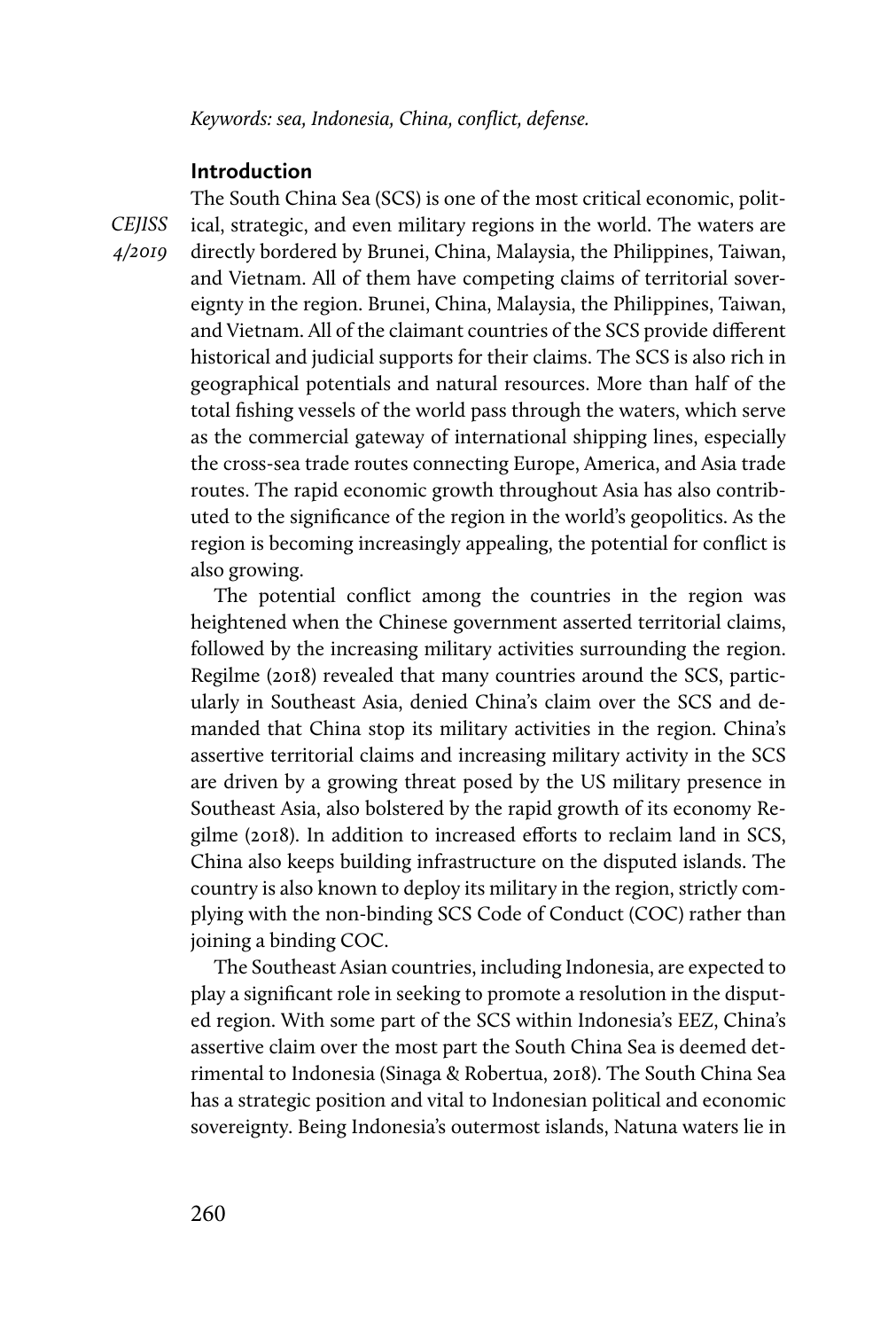*Keywords: sea, Indonesia, China, conflict, defense.*

## Introduction

The South China Sea (SCS) is one of the most critical economic, political, strategic, and even military regions in the world. The waters are directly bordered by Brunei, China, Malaysia, the Philippines, Taiwan, and Vietnam. All of them have competing claims of territorial sovereignty in the region. Brunei, China, Malaysia, the Philippines, Taiwan, and Vietnam. All of the claimant countries of the SCS provide different historical and judicial supports for their claims. The SCS is also rich in geographical potentials and natural resources. More than half of the total fishing vessels of the world pass through the waters, which serve as the commercial gateway of international shipping lines, especially the cross-sea trade routes connecting Europe, America, and Asia trade routes. The rapid economic growth throughout Asia has also contributed to the significance of the region in the world's geopolitics. As the region is becoming increasingly appealing, the potential for conflict is also growing.

The potential conflict among the countries in the region was heightened when the Chinese government asserted territorial claims, followed by the increasing military activities surrounding the region. Regilme (2018) revealed that many countries around the SCS, particularly in Southeast Asia, denied China's claim over the SCS and demanded that China stop its military activities in the region. China's assertive territorial claims and increasing military activity in the SCS are driven by a growing threat posed by the US military presence in Southeast Asia, also bolstered by the rapid growth of its economy Regilme (2018). In addition to increased efforts to reclaim land in SCS, China also keeps building infrastructure on the disputed islands. The country is also known to deploy its military in the region, strictly complying with the non-binding SCS Code of Conduct (COC) rather than joining a binding COC.

The Southeast Asian countries, including Indonesia, are expected to play a significant role in seeking to promote a resolution in the disputed region. With some part of the SCS within Indonesia's EEZ, China's assertive claim over the most part the South China Sea is deemed detrimental to Indonesia (Sinaga & Robertua, 2018). The South China Sea has a strategic position and vital to Indonesian political and economic sovereignty. Being Indonesia's outermost islands, Natuna waters lie in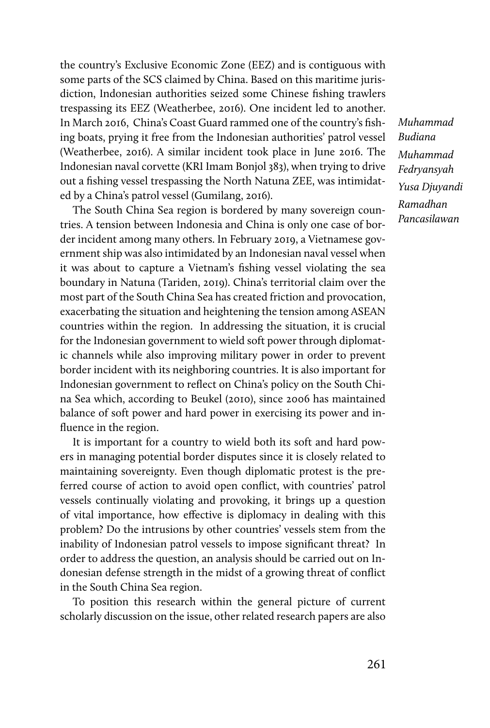the country's Exclusive Economic Zone (EEZ) and is contiguous with some parts of the SCS claimed by China. Based on this maritime jurisdiction, Indonesian authorities seized some Chinese fishing trawlers trespassing its EEZ (Weatherbee, 2016). One incident led to another. In March 2016, China's Coast Guard rammed one of the country's fishing boats, prying it free from the Indonesian authorities' patrol vessel (Weatherbee, 2016). A similar incident took place in June 2016. The Indonesian naval corvette (KRI Imam Bonjol 383), when trying to drive out a fishing vessel trespassing the North Natuna ZEE, was intimidated by a China's patrol vessel (Gumilang, 2016).

The South China Sea region is bordered by many sovereign countries. A tension between Indonesia and China is only one case of border incident among many others. In February 2019, a Vietnamese government ship was also intimidated by an Indonesian naval vessel when it was about to capture a Vietnam's fishing vessel violating the sea boundary in Natuna (Tariden, 2019). China's territorial claim over the most part of the South China Sea has created friction and provocation, exacerbating the situation and heightening the tension among ASEAN countries within the region. In addressing the situation, it is crucial for the Indonesian government to wield soft power through diplomatic channels while also improving military power in order to prevent border incident with its neighboring countries. It is also important for Indonesian government to reflect on China's policy on the South China Sea which, according to Beukel (2010), since 2006 has maintained balance of soft power and hard power in exercising its power and influence in the region.

It is important for a country to wield both its soft and hard powers in managing potential border disputes since it is closely related to maintaining sovereignty. Even though diplomatic protest is the preferred course of action to avoid open conflict, with countries' patrol vessels continually violating and provoking, it brings up a question of vital importance, how effective is diplomacy in dealing with this problem? Do the intrusions by other countries' vessels stem from the inability of Indonesian patrol vessels to impose significant threat? In order to address the question, an analysis should be carried out on Indonesian defense strength in the midst of a growing threat of conflict in the South China Sea region.

To position this research within the general picture of current scholarly discussion on the issue, other related research papers are also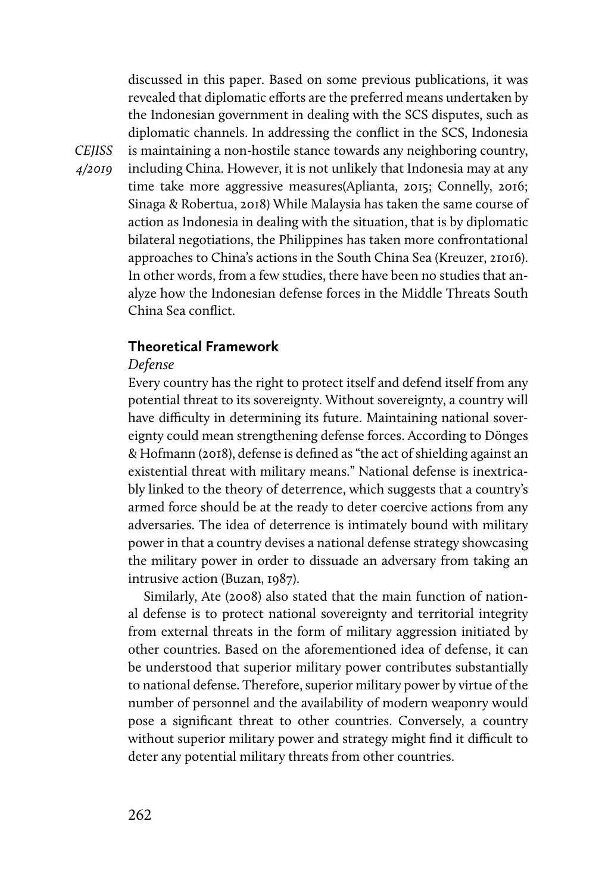discussed in this paper. Based on some previous publications, it was revealed that diplomatic efforts are the preferred means undertaken by the Indonesian government in dealing with the SCS disputes, such as diplomatic channels. In addressing the conflict in the SCS, Indonesia is maintaining a non-hostile stance towards any neighboring country, including China. However, it is not unlikely that Indonesia may at any time take more aggressive measures(Aplianta, 2015; Connelly, 2016; Sinaga & Robertua, 2018) While Malaysia has taken the same course of action as Indonesia in dealing with the situation, that is by diplomatic bilateral negotiations, the Philippines has taken more confrontational approaches to China's actions in the South China Sea (Kreuzer, 21016). In other words, from a few studies, there have been no studies that analyze how the Indonesian defense forces in the Middle Threats South China Sea conflict.

## Theoretical Framework

### *Defense*

Every country has the right to protect itself and defend itself from any potential threat to its sovereignty. Without sovereignty, a country will have difficulty in determining its future. Maintaining national sovereignty could mean strengthening defense forces. According to Dönges & Hofmann (2018), defense is defined as "the act of shielding against an existential threat with military means." National defense is inextricably linked to the theory of deterrence, which suggests that a country's armed force should be at the ready to deter coercive actions from any adversaries. The idea of deterrence is intimately bound with military power in that a country devises a national defense strategy showcasing the military power in order to dissuade an adversary from taking an intrusive action (Buzan, 1987).

Similarly, Ate (2008) also stated that the main function of national defense is to protect national sovereignty and territorial integrity from external threats in the form of military aggression initiated by other countries. Based on the aforementioned idea of defense, it can be understood that superior military power contributes substantially to national defense. Therefore, superior military power by virtue of the number of personnel and the availability of modern weaponry would pose a significant threat to other countries. Conversely, a country without superior military power and strategy might find it difficult to deter any potential military threats from other countries.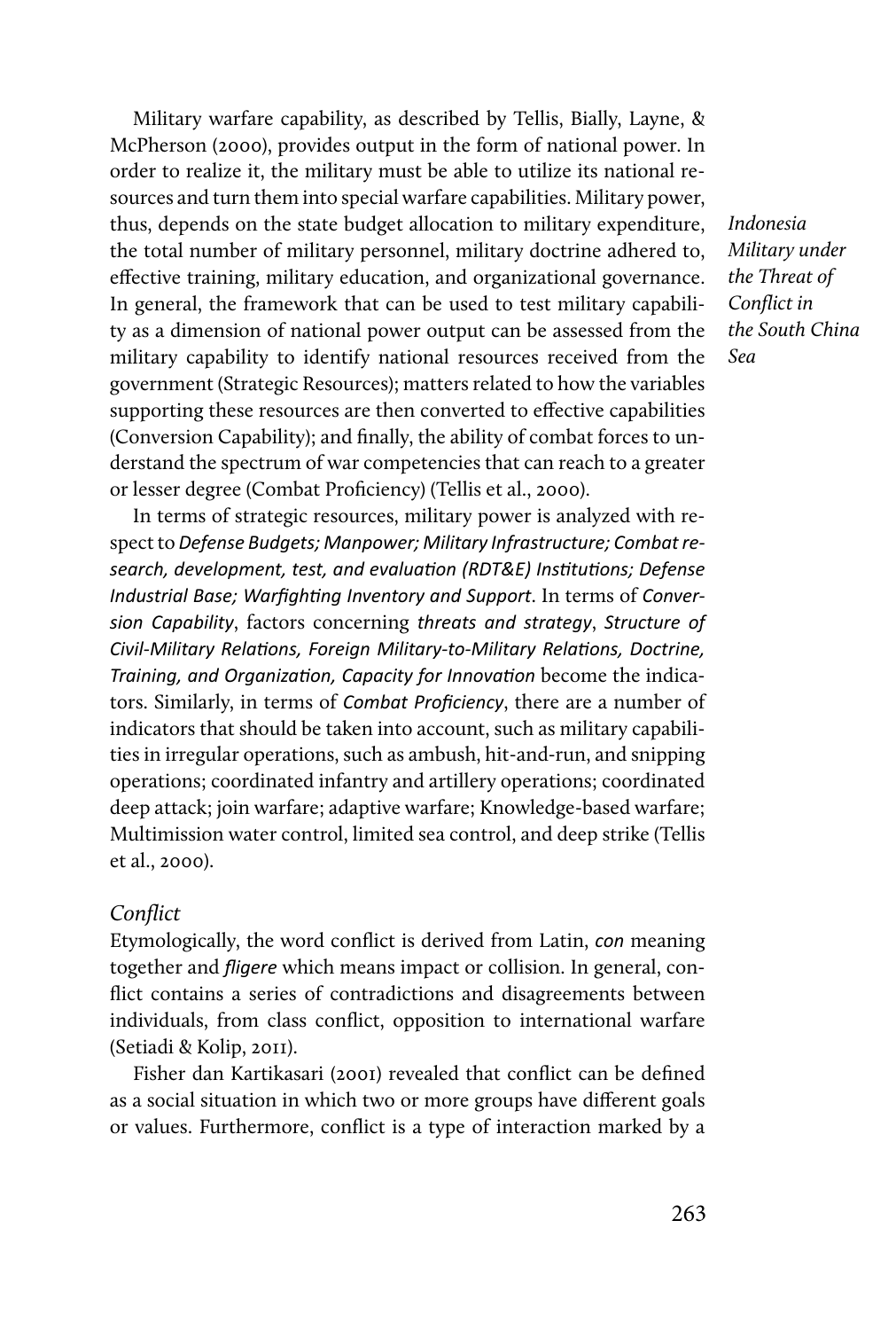Military warfare capability, as described by Tellis, Bially, Layne, & McPherson (2000), provides output in the form of national power. In order to realize it, the military must be able to utilize its national resources and turn them into special warfare capabilities. Military power, thus, depends on the state budget allocation to military expenditure, the total number of military personnel, military doctrine adhered to, effective training, military education, and organizational governance. In general, the framework that can be used to test military capability as a dimension of national power output can be assessed from the military capability to identify national resources received from the government (Strategic Resources); matters related to how the variables supporting these resources are then converted to effective capabilities (Conversion Capability); and finally, the ability of combat forces to understand the spectrum of war competencies that can reach to a greater or lesser degree (Combat Proficiency) (Tellis et al., 2000).

In terms of strategic resources, military power is analyzed with respect to *Defense Budgets; Manpower; Military Infrastructure; Combat research, development, test, and evaluation (RDT&E) Institutions; Defense Industrial Base; Warfighting Inventory and Support*. In terms of *Conversion Capability*, factors concerning *threats and strategy*, *Structure of Civil-Military Relations, Foreign Military-to-Military Relations, Doctrine, Training, and Organization, Capacity for Innovation* become the indicators. Similarly, in terms of *Combat Proficiency*, there are a number of indicators that should be taken into account, such as military capabilities in irregular operations, such as ambush, hit-and-run, and snipping operations; coordinated infantry and artillery operations; coordinated deep attack; join warfare; adaptive warfare; Knowledge-based warfare; Multimission water control, limited sea control, and deep strike (Tellis et al., 2000).

### *Conflict*

Etymologically, the word conflict is derived from Latin, *con* meaning together and *fligere* which means impact or collision. In general, conflict contains a series of contradictions and disagreements between individuals, from class conflict, opposition to international warfare (Setiadi & Kolip, 2011).

Fisher dan Kartikasari (2001) revealed that conflict can be defined as a social situation in which two or more groups have different goals or values. Furthermore, conflict is a type of interaction marked by a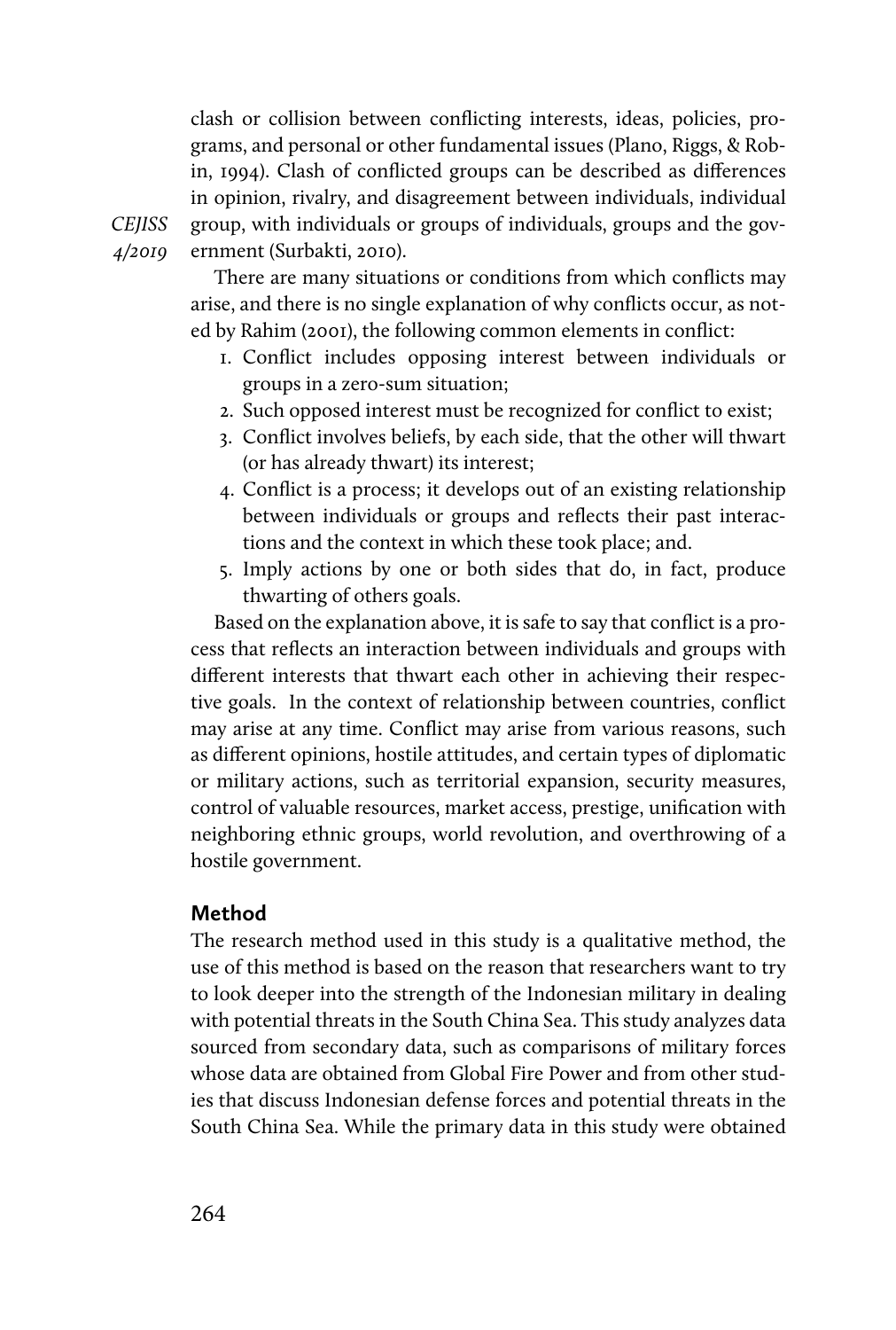clash or collision between conflicting interests, ideas, policies, programs, and personal or other fundamental issues (Plano, Riggs, & Robin, 1994). Clash of conflicted groups can be described as differences in opinion, rivalry, and disagreement between individuals, individual group, with individuals or groups of individuals, groups and the government (Surbakti, 2010).

There are many situations or conditions from which conflicts may arise, and there is no single explanation of why conflicts occur, as noted by Rahim (2001), the following common elements in conflict:

1. Conflict includes opposing interest between individuals or groups in a zero-sum situation;
2. Such opposed interest must be recognized for conflict to exist;
3. Conflict involves beliefs, by each side, that the other will thwart (or has already thwart) its interest;
4. Conflict is a process; it develops out of an existing relationship between individuals or groups and reflects their past interactions and the context in which these took place; and.
5. Imply actions by one or both sides that do, in fact, produce thwarting of others goals.

Based on the explanation above, it is safe to say that conflict is a process that reflects an interaction between individuals and groups with different interests that thwart each other in achieving their respective goals. In the context of relationship between countries, conflict may arise at any time. Conflict may arise from various reasons, such as different opinions, hostile attitudes, and certain types of diplomatic or military actions, such as territorial expansion, security measures, control of valuable resources, market access, prestige, unification with neighboring ethnic groups, world revolution, and overthrowing of a hostile government.

## Method

The research method used in this study is a qualitative method, the use of this method is based on the reason that researchers want to try to look deeper into the strength of the Indonesian military in dealing with potential threats in the South China Sea. This study analyzes data sourced from secondary data, such as comparisons of military forces whose data are obtained from Global Fire Power and from other studies that discuss Indonesian defense forces and potential threats in the South China Sea. While the primary data in this study were obtained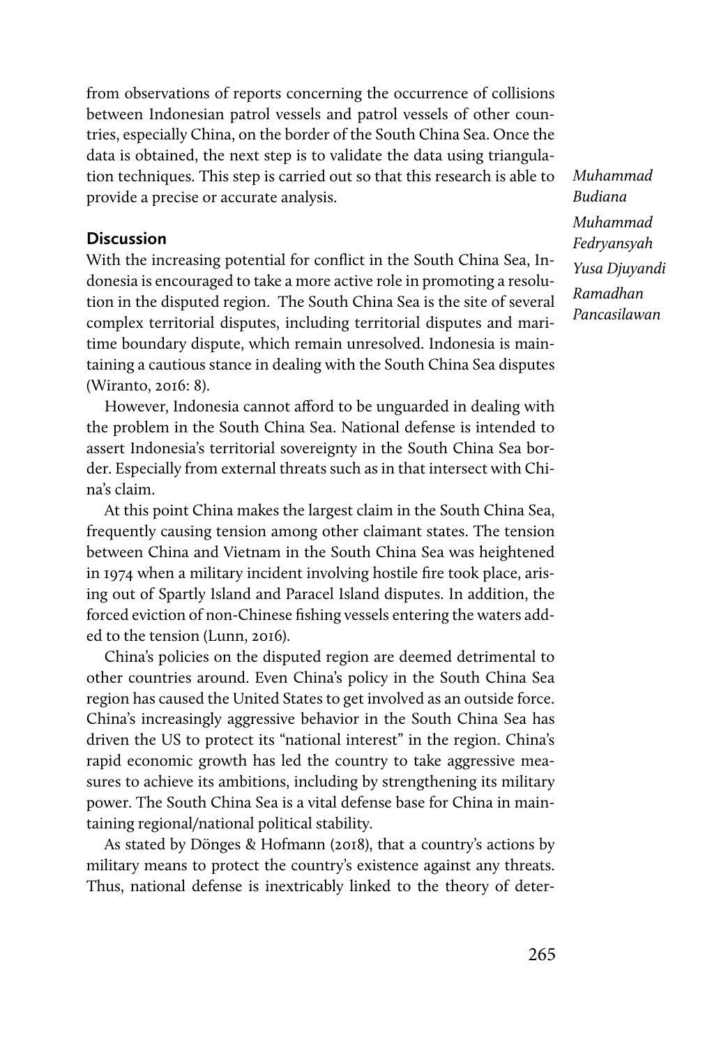from observations of reports concerning the occurrence of collisions between Indonesian patrol vessels and patrol vessels of other countries, especially China, on the border of the South China Sea. Once the data is obtained, the next step is to validate the data using triangulation techniques. This step is carried out so that this research is able to provide a precise or accurate analysis.

## Discussion

With the increasing potential for conflict in the South China Sea, Indonesia is encouraged to take a more active role in promoting a resolution in the disputed region. The South China Sea is the site of several complex territorial disputes, including territorial disputes and maritime boundary dispute, which remain unresolved. Indonesia is maintaining a cautious stance in dealing with the South China Sea disputes (Wiranto, 2016: 8).

However, Indonesia cannot afford to be unguarded in dealing with the problem in the South China Sea. National defense is intended to assert Indonesia's territorial sovereignty in the South China Sea border. Especially from external threats such as in that intersect with China's claim.

At this point China makes the largest claim in the South China Sea, frequently causing tension among other claimant states. The tension between China and Vietnam in the South China Sea was heightened in 1974 when a military incident involving hostile fire took place, arising out of Spartly Island and Paracel Island disputes. In addition, the forced eviction of non-Chinese fishing vessels entering the waters added to the tension (Lunn, 2016).

China's policies on the disputed region are deemed detrimental to other countries around. Even China's policy in the South China Sea region has caused the United States to get involved as an outside force. China's increasingly aggressive behavior in the South China Sea has driven the US to protect its "national interest" in the region. China's rapid economic growth has led the country to take aggressive measures to achieve its ambitions, including by strengthening its military power. The South China Sea is a vital defense base for China in maintaining regional/national political stability.

As stated by Dönges & Hofmann (2018), that a country's actions by military means to protect the country's existence against any threats. Thus, national defense is inextricably linked to the theory of deter-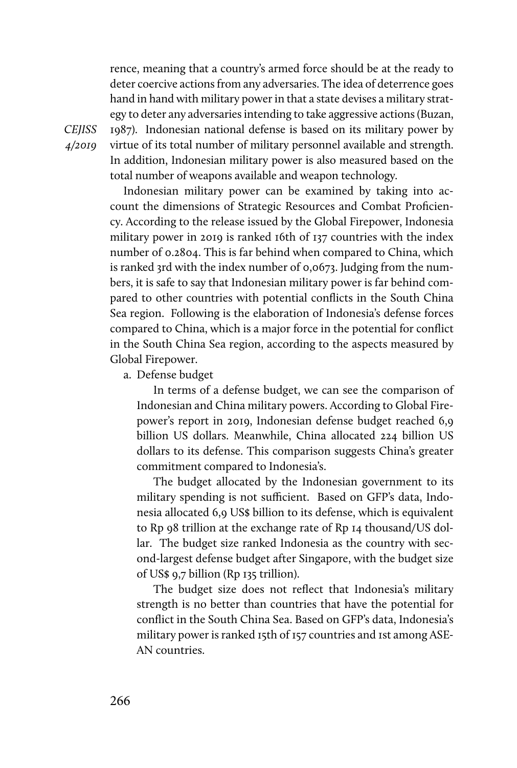rence, meaning that a country's armed force should be at the ready to deter coercive actions from any adversaries. The idea of deterrence goes hand in hand with military power in that a state devises a military strategy to deter any adversaries intending to take aggressive actions (Buzan, 1987). Indonesian national defense is based on its military power by virtue of its total number of military personnel available and strength. In addition, Indonesian military power is also measured based on the total number of weapons available and weapon technology.

Indonesian military power can be examined by taking into account the dimensions of Strategic Resources and Combat Proficiency. According to the release issued by the Global Firepower, Indonesia military power in 2019 is ranked 16th of 137 countries with the index number of 0.2804. This is far behind when compared to China, which is ranked 3rd with the index number of 0,0673. Judging from the numbers, it is safe to say that Indonesian military power is far behind compared to other countries with potential conflicts in the South China Sea region. Following is the elaboration of Indonesia's defense forces compared to China, which is a major force in the potential for conflict in the South China Sea region, according to the aspects measured by Global Firepower.

a. Defense budget

In terms of a defense budget, we can see the comparison of Indonesian and China military powers. According to Global Firepower's report in 2019, Indonesian defense budget reached 6,9 billion US dollars. Meanwhile, China allocated 224 billion US dollars to its defense. This comparison suggests China's greater commitment compared to Indonesia's.

The budget allocated by the Indonesian government to its military spending is not sufficient. Based on GFP's data, Indonesia allocated 6,9 US$ billion to its defense, which is equivalent to Rp 98 trillion at the exchange rate of Rp 14 thousand/US dollar. The budget size ranked Indonesia as the country with second-largest defense budget after Singapore, with the budget size of US$ 9,7 billion (Rp 135 trillion).

The budget size does not reflect that Indonesia's military strength is no better than countries that have the potential for conflict in the South China Sea. Based on GFP's data, Indonesia's military power is ranked 15th of 157 countries and 1st among ASEAN countries.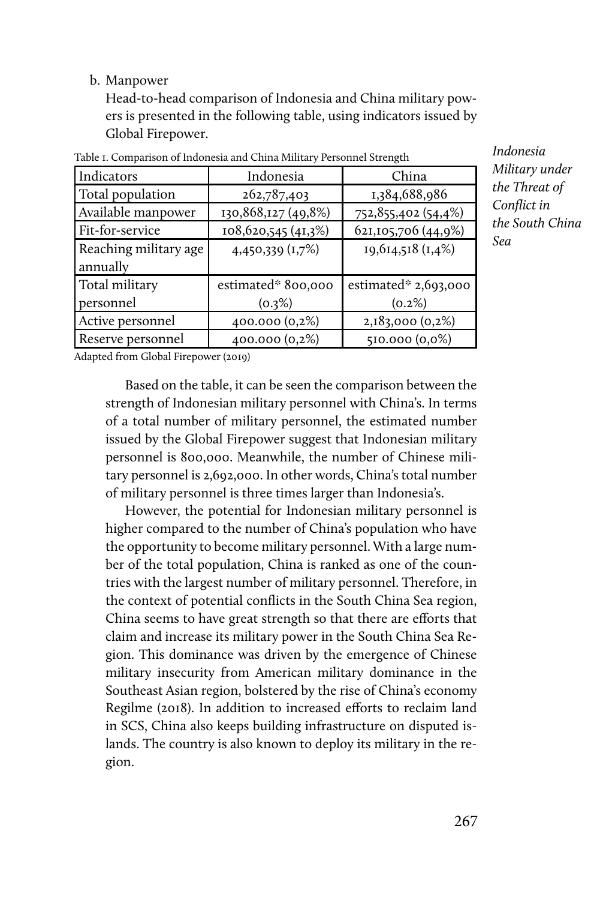b. Manpower

Head-to-head comparison of Indonesia and China military powers is presented in the following table, using indicators issued by Global Firepower.

Table 1. Comparison of Indonesia and China Military Personnel Strength

| Indicators | Indonesia | China |
|---|---|---|
| Total population | 262,787,403 | 1,384,688,986 |
| Available manpower | 130,868,127 (49,8%) | 752,855,402 (54,4%) |
| Fit-for-service | 108,620,545 (41,3%) | 621,105,706 (44,9%) |
| Reaching military age annually | 4,450,339 (1,7%) | 19,614,518 (1,4%) |
| Total military personnel | estimated* 800,000 (0.3%) | estimated* 2,693,000 (0.2%) |
| Active personnel | 400.000 (0,2%) | 2,183,000 (0,2%) |
| Reserve personnel | 400.000 (0,2%) | 510.000 (0,0%) |

Adapted from Global Firepower (2019)

Based on the table, it can be seen the comparison between the strength of Indonesian military personnel with China's. In terms of a total number of military personnel, the estimated number issued by the Global Firepower suggest that Indonesian military personnel is 800,000. Meanwhile, the number of Chinese military personnel is 2,692,000. In other words, China's total number of military personnel is three times larger than Indonesia's.

However, the potential for Indonesian military personnel is higher compared to the number of China's population who have the opportunity to become military personnel. With a large number of the total population, China is ranked as one of the countries with the largest number of military personnel. Therefore, in the context of potential conflicts in the South China Sea region, China seems to have great strength so that there are efforts that claim and increase its military power in the South China Sea Region. This dominance was driven by the emergence of Chinese military insecurity from American military dominance in the Southeast Asian region, bolstered by the rise of China's economy Regilme (2018). In addition to increased efforts to reclaim land in SCS, China also keeps building infrastructure on disputed islands. The country is also known to deploy its military in the region.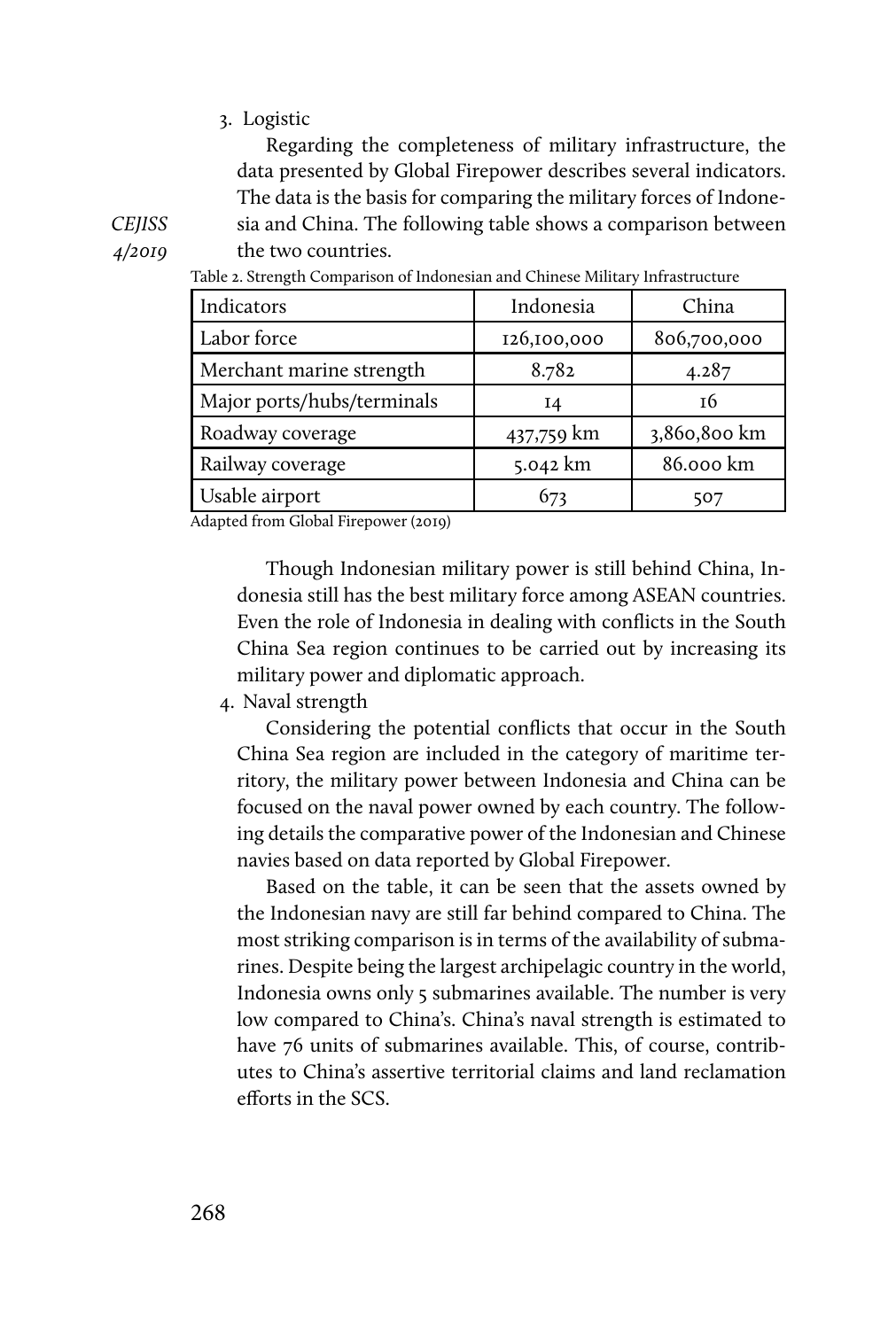3. Logistic

Regarding the completeness of military infrastructure, the data presented by Global Firepower describes several indicators. The data is the basis for comparing the military forces of Indonesia and China. The following table shows a comparison between the two countries.

Table 2. Strength Comparison of Indonesian and Chinese Military Infrastructure

| Indicators | Indonesia | China |
|---|---|---|
| Labor force | 126,100,000 | 806,700,000 |
| Merchant marine strength | 8.782 | 4.287 |
| Major ports/hubs/terminals | 14 | 16 |
| Roadway coverage | 437,759 km | 3,860,800 km |
| Railway coverage | 5.042 km | 86.000 km |
| Usable airport | 673 | 507 |

Adapted from Global Firepower (2019)

Though Indonesian military power is still behind China, Indonesia still has the best military force among ASEAN countries. Even the role of Indonesia in dealing with conflicts in the South China Sea region continues to be carried out by increasing its military power and diplomatic approach.

4. Naval strength

Considering the potential conflicts that occur in the South China Sea region are included in the category of maritime territory, the military power between Indonesia and China can be focused on the naval power owned by each country. The following details the comparative power of the Indonesian and Chinese navies based on data reported by Global Firepower.

Based on the table, it can be seen that the assets owned by the Indonesian navy are still far behind compared to China. The most striking comparison is in terms of the availability of submarines. Despite being the largest archipelagic country in the world, Indonesia owns only 5 submarines available. The number is very low compared to China's. China's naval strength is estimated to have 76 units of submarines available. This, of course, contributes to China's assertive territorial claims and land reclamation efforts in the SCS.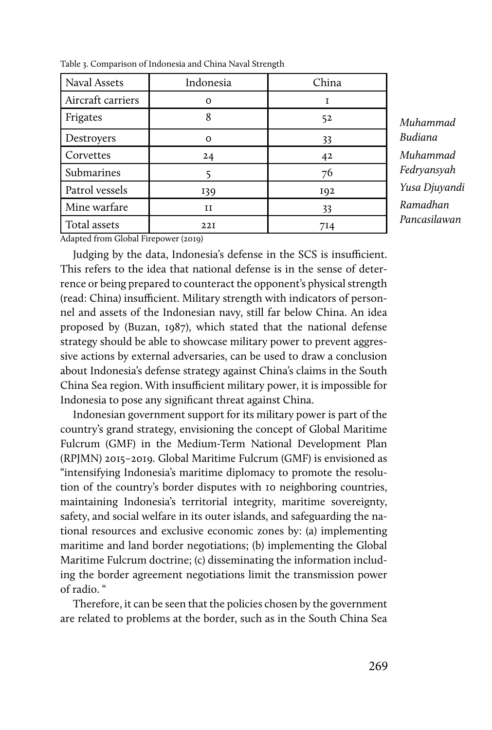Table 3. Comparison of Indonesia and China Naval Strength

| Naval Assets | Indonesia | China |
|---|---|---|
| Aircraft carriers | 0 | 1 |
| Frigates | 8 | 52 |
| Destroyers | 0 | 33 |
| Corvettes | 24 | 42 |
| Submarines | 5 | 76 |
| Patrol vessels | 139 | 192 |
| Mine warfare | 11 | 33 |
| Total assets | 221 | 714 |

Adapted from Global Firepower (2019)

Judging by the data, Indonesia's defense in the SCS is insufficient. This refers to the idea that national defense is in the sense of deterrence or being prepared to counteract the opponent's physical strength (read: China) insufficient. Military strength with indicators of personnel and assets of the Indonesian navy, still far below China. An idea proposed by (Buzan, 1987), which stated that the national defense strategy should be able to showcase military power to prevent aggressive actions by external adversaries, can be used to draw a conclusion about Indonesia's defense strategy against China's claims in the South China Sea region. With insufficient military power, it is impossible for Indonesia to pose any significant threat against China.

Indonesian government support for its military power is part of the country's grand strategy, envisioning the concept of Global Maritime Fulcrum (GMF) in the Medium-Term National Development Plan (RPJMN) 2015–2019. Global Maritime Fulcrum (GMF) is envisioned as "intensifying Indonesia's maritime diplomacy to promote the resolution of the country's border disputes with 10 neighboring countries, maintaining Indonesia's territorial integrity, maritime sovereignty, safety, and social welfare in its outer islands, and safeguarding the national resources and exclusive economic zones by: (a) implementing maritime and land border negotiations; (b) implementing the Global Maritime Fulcrum doctrine; (c) disseminating the information including the border agreement negotiations limit the transmission power of radio. "

Therefore, it can be seen that the policies chosen by the government are related to problems at the border, such as in the South China Sea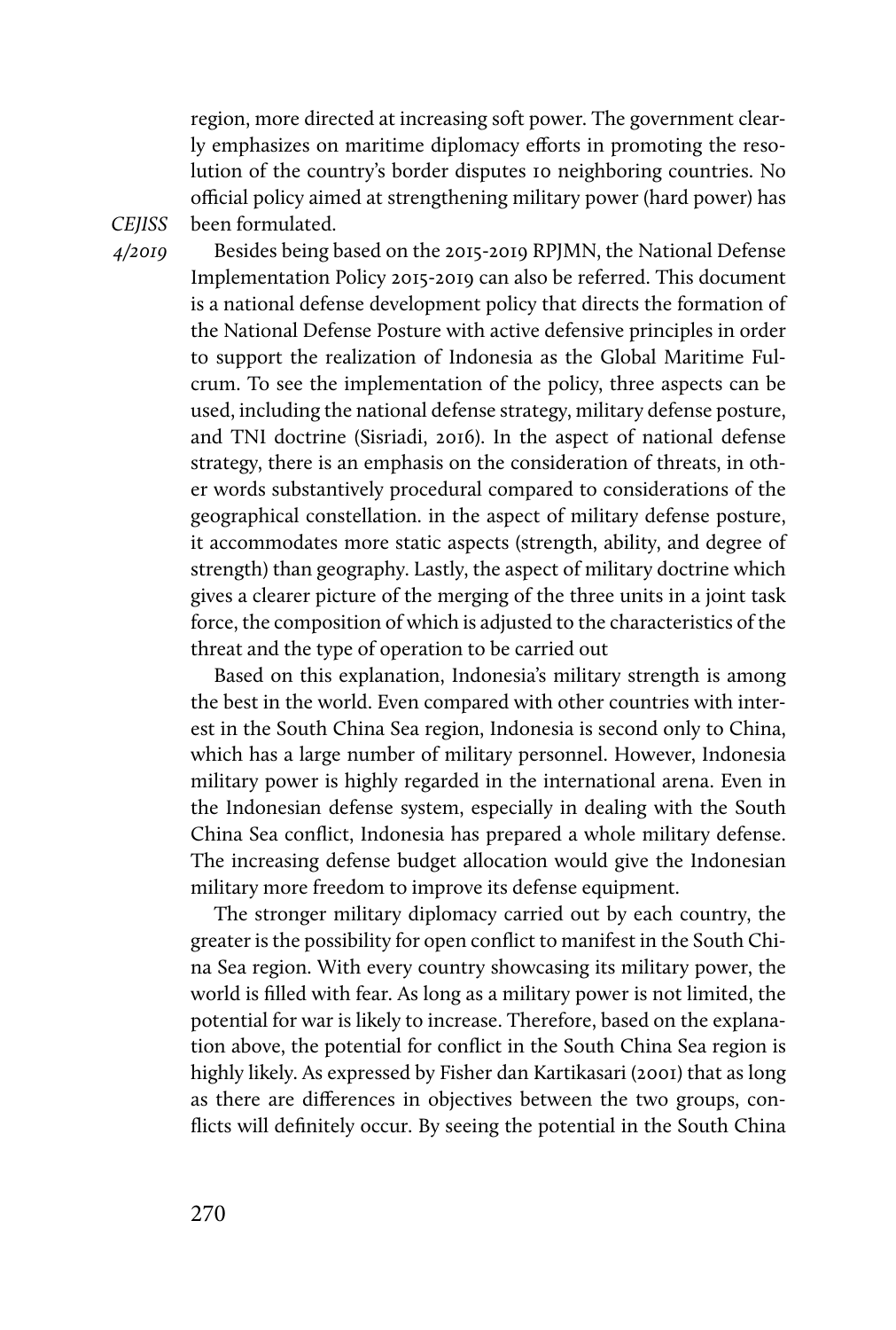region, more directed at increasing soft power. The government clearly emphasizes on maritime diplomacy efforts in promoting the resolution of the country's border disputes 10 neighboring countries. No official policy aimed at strengthening military power (hard power) has been formulated.

Besides being based on the 2015-2019 RPJMN, the National Defense Implementation Policy 2015-2019 can also be referred. This document is a national defense development policy that directs the formation of the National Defense Posture with active defensive principles in order to support the realization of Indonesia as the Global Maritime Fulcrum. To see the implementation of the policy, three aspects can be used, including the national defense strategy, military defense posture, and TNI doctrine (Sisriadi, 2016). In the aspect of national defense strategy, there is an emphasis on the consideration of threats, in other words substantively procedural compared to considerations of the geographical constellation. in the aspect of military defense posture, it accommodates more static aspects (strength, ability, and degree of strength) than geography. Lastly, the aspect of military doctrine which gives a clearer picture of the merging of the three units in a joint task force, the composition of which is adjusted to the characteristics of the threat and the type of operation to be carried out

Based on this explanation, Indonesia's military strength is among the best in the world. Even compared with other countries with interest in the South China Sea region, Indonesia is second only to China, which has a large number of military personnel. However, Indonesia military power is highly regarded in the international arena. Even in the Indonesian defense system, especially in dealing with the South China Sea conflict, Indonesia has prepared a whole military defense. The increasing defense budget allocation would give the Indonesian military more freedom to improve its defense equipment.

The stronger military diplomacy carried out by each country, the greater is the possibility for open conflict to manifest in the South China Sea region. With every country showcasing its military power, the world is filled with fear. As long as a military power is not limited, the potential for war is likely to increase. Therefore, based on the explanation above, the potential for conflict in the South China Sea region is highly likely. As expressed by Fisher dan Kartikasari (2001) that as long as there are differences in objectives between the two groups, conflicts will definitely occur. By seeing the potential in the South China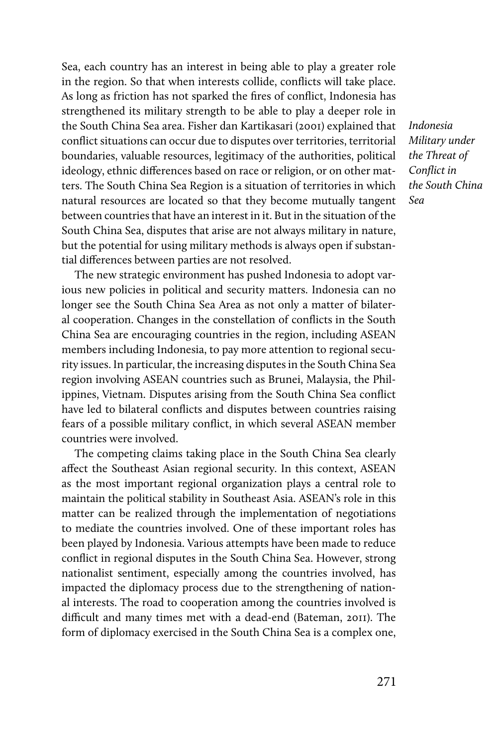Sea, each country has an interest in being able to play a greater role in the region. So that when interests collide, conflicts will take place. As long as friction has not sparked the fires of conflict, Indonesia has strengthened its military strength to be able to play a deeper role in the South China Sea area. Fisher dan Kartikasari (2001) explained that conflict situations can occur due to disputes over territories, territorial boundaries, valuable resources, legitimacy of the authorities, political ideology, ethnic differences based on race or religion, or on other matters. The South China Sea Region is a situation of territories in which natural resources are located so that they become mutually tangent between countries that have an interest in it. But in the situation of the South China Sea, disputes that arise are not always military in nature, but the potential for using military methods is always open if substantial differences between parties are not resolved.

The new strategic environment has pushed Indonesia to adopt various new policies in political and security matters. Indonesia can no longer see the South China Sea Area as not only a matter of bilateral cooperation. Changes in the constellation of conflicts in the South China Sea are encouraging countries in the region, including ASEAN members including Indonesia, to pay more attention to regional security issues. In particular, the increasing disputes in the South China Sea region involving ASEAN countries such as Brunei, Malaysia, the Philippines, Vietnam. Disputes arising from the South China Sea conflict have led to bilateral conflicts and disputes between countries raising fears of a possible military conflict, in which several ASEAN member countries were involved.

The competing claims taking place in the South China Sea clearly affect the Southeast Asian regional security. In this context, ASEAN as the most important regional organization plays a central role to maintain the political stability in Southeast Asia. ASEAN's role in this matter can be realized through the implementation of negotiations to mediate the countries involved. One of these important roles has been played by Indonesia. Various attempts have been made to reduce conflict in regional disputes in the South China Sea. However, strong nationalist sentiment, especially among the countries involved, has impacted the diplomacy process due to the strengthening of national interests. The road to cooperation among the countries involved is difficult and many times met with a dead-end (Bateman, 2011). The form of diplomacy exercised in the South China Sea is a complex one,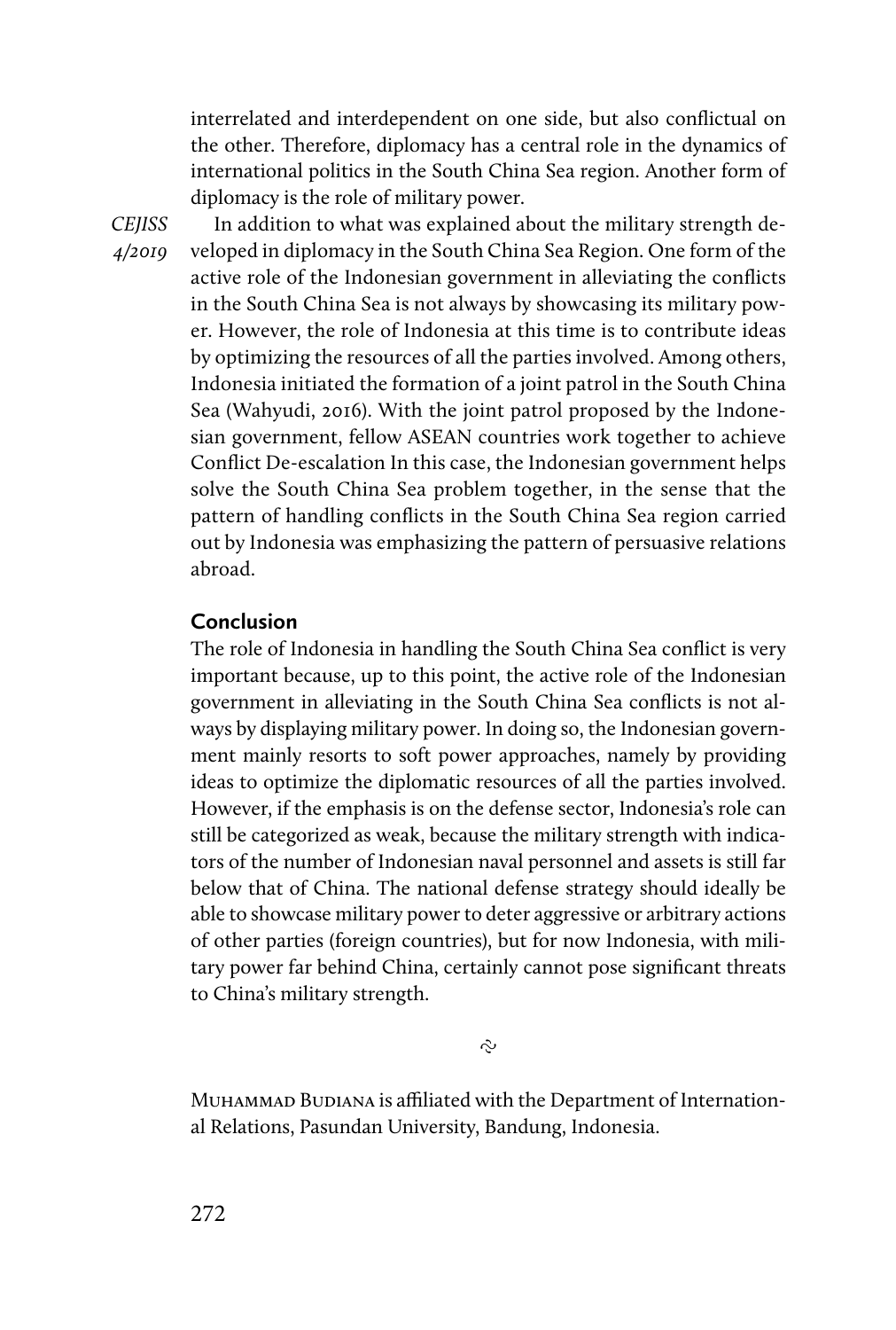interrelated and interdependent on one side, but also conflictual on the other. Therefore, diplomacy has a central role in the dynamics of international politics in the South China Sea region. Another form of diplomacy is the role of military power.

In addition to what was explained about the military strength developed in diplomacy in the South China Sea Region. One form of the active role of the Indonesian government in alleviating the conflicts in the South China Sea is not always by showcasing its military power. However, the role of Indonesia at this time is to contribute ideas by optimizing the resources of all the parties involved. Among others, Indonesia initiated the formation of a joint patrol in the South China Sea (Wahyudi, 2016). With the joint patrol proposed by the Indonesian government, fellow ASEAN countries work together to achieve Conflict De-escalation In this case, the Indonesian government helps solve the South China Sea problem together, in the sense that the pattern of handling conflicts in the South China Sea region carried out by Indonesia was emphasizing the pattern of persuasive relations abroad.

## Conclusion

The role of Indonesia in handling the South China Sea conflict is very important because, up to this point, the active role of the Indonesian government in alleviating in the South China Sea conflicts is not always by displaying military power. In doing so, the Indonesian government mainly resorts to soft power approaches, namely by providing ideas to optimize the diplomatic resources of all the parties involved. However, if the emphasis is on the defense sector, Indonesia's role can still be categorized as weak, because the military strength with indicators of the number of Indonesian naval personnel and assets is still far below that of China. The national defense strategy should ideally be able to showcase military power to deter aggressive or arbitrary actions of other parties (foreign countries), but for now Indonesia, with military power far behind China, certainly cannot pose significant threats to China's military strength.

Muhammad Budiana is affiliated with the Department of International Relations, Pasundan University, Bandung, Indonesia.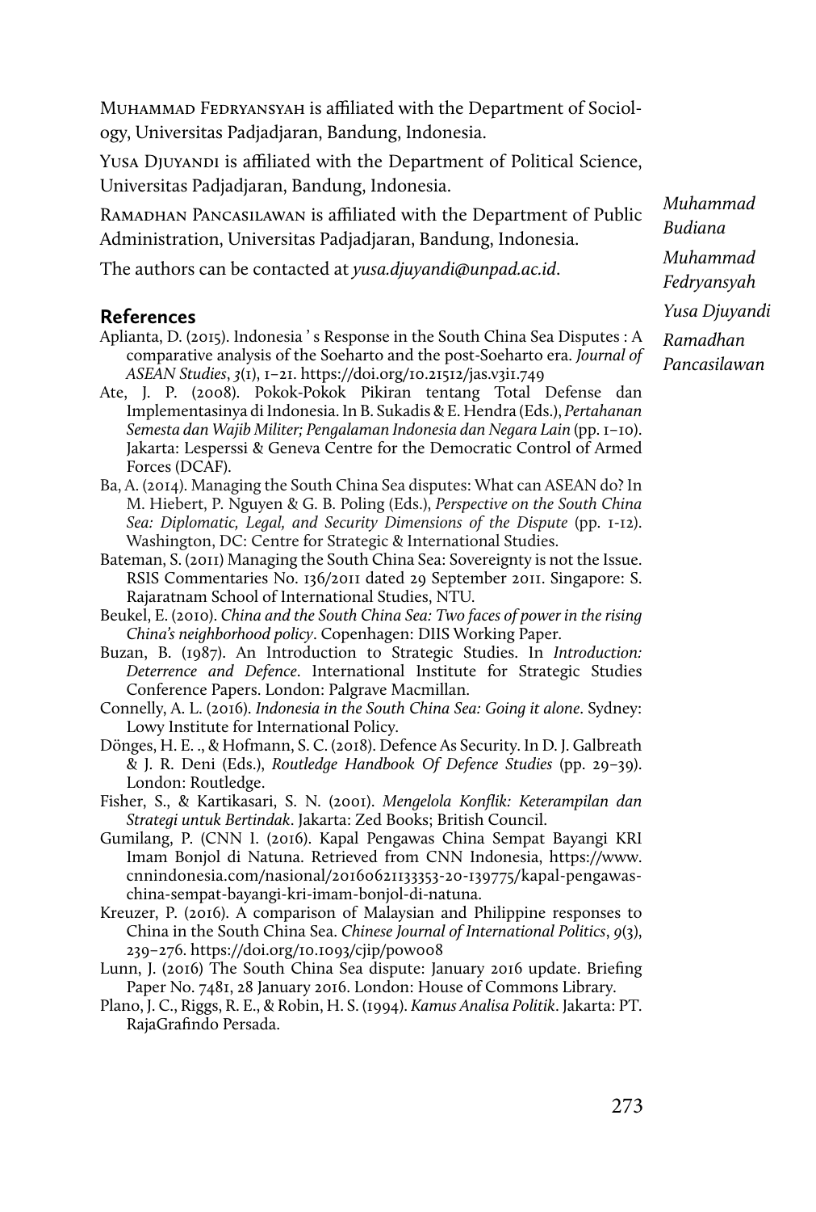Muhammad Fedryansyah is affiliated with the Department of Sociology, Universitas Padjadjaran, Bandung, Indonesia.

Yusa Djuyandi is affiliated with the Department of Political Science, Universitas Padjadjaran, Bandung, Indonesia.

Ramadhan Pancasilawan is affiliated with the Department of Public Administration, Universitas Padjadjaran, Bandung, Indonesia.

The authors can be contacted at *yusa.djuyandi@unpad.ac.id*.

## References

Aplianta, D. (2015). Indonesia ' s Response in the South China Sea Disputes : A comparative analysis of the Soeharto and the post-Soeharto era. *Journal of ASEAN Studies*, *3*(1), 1–21. https://doi.org/10.21512/jas.v3i1.749

Ate, J. P. (2008). Pokok-Pokok Pikiran tentang Total Defense dan Implementasinya di Indonesia. In B. Sukadis & E. Hendra (Eds.), *Pertahanan Semesta dan Wajib Militer; Pengalaman Indonesia dan Negara Lain* (pp. 1–10). Jakarta: Lesperssi & Geneva Centre for the Democratic Control of Armed Forces (DCAF).

Ba, A. (2014). Managing the South China Sea disputes: What can ASEAN do? In M. Hiebert, P. Nguyen & G. B. Poling (Eds.), *Perspective on the South China Sea: Diplomatic, Legal, and Security Dimensions of the Dispute* (pp. 1-12). Washington, DC: Centre for Strategic & International Studies.

Bateman, S. (2011) Managing the South China Sea: Sovereignty is not the Issue. RSIS Commentaries No. 136/2011 dated 29 September 2011. Singapore: S. Rajaratnam School of International Studies, NTU.

Beukel, E. (2010). *China and the South China Sea: Two faces of power in the rising China's neighborhood policy*. Copenhagen: DIIS Working Paper.

Buzan, B. (1987). An Introduction to Strategic Studies. In *Introduction: Deterrence and Defence*. International Institute for Strategic Studies Conference Papers. London: Palgrave Macmillan.

Connelly, A. L. (2016). *Indonesia in the South China Sea: Going it alone*. Sydney: Lowy Institute for International Policy.

Dönges, H. E. ., & Hofmann, S. C. (2018). Defence As Security. In D. J. Galbreath & J. R. Deni (Eds.), *Routledge Handbook Of Defence Studies* (pp. 29–39). London: Routledge.

Fisher, S., & Kartikasari, S. N. (2001). *Mengelola Konflik: Keterampilan dan Strategi untuk Bertindak*. Jakarta: Zed Books; British Council.

Gumilang, P. (CNN I. (2016). Kapal Pengawas China Sempat Bayangi KRI Imam Bonjol di Natuna. Retrieved from CNN Indonesia, https://www.cnnindonesia.com/nasional/20160621133353-20-139775/kapal-pengawas-china-sempat-bayangi-kri-imam-bonjol-di-natuna.

Kreuzer, P. (2016). A comparison of Malaysian and Philippine responses to China in the South China Sea. *Chinese Journal of International Politics*, *9*(3), 239–276. https://doi.org/10.1093/cjip/pow008

Lunn, J. (2016) The South China Sea dispute: January 2016 update. Briefing Paper No. 7481, 28 January 2016. London: House of Commons Library.

Plano, J. C., Riggs, R. E., & Robin, H. S. (1994). *Kamus Analisa Politik*. Jakarta: PT. RajaGrafindo Persada.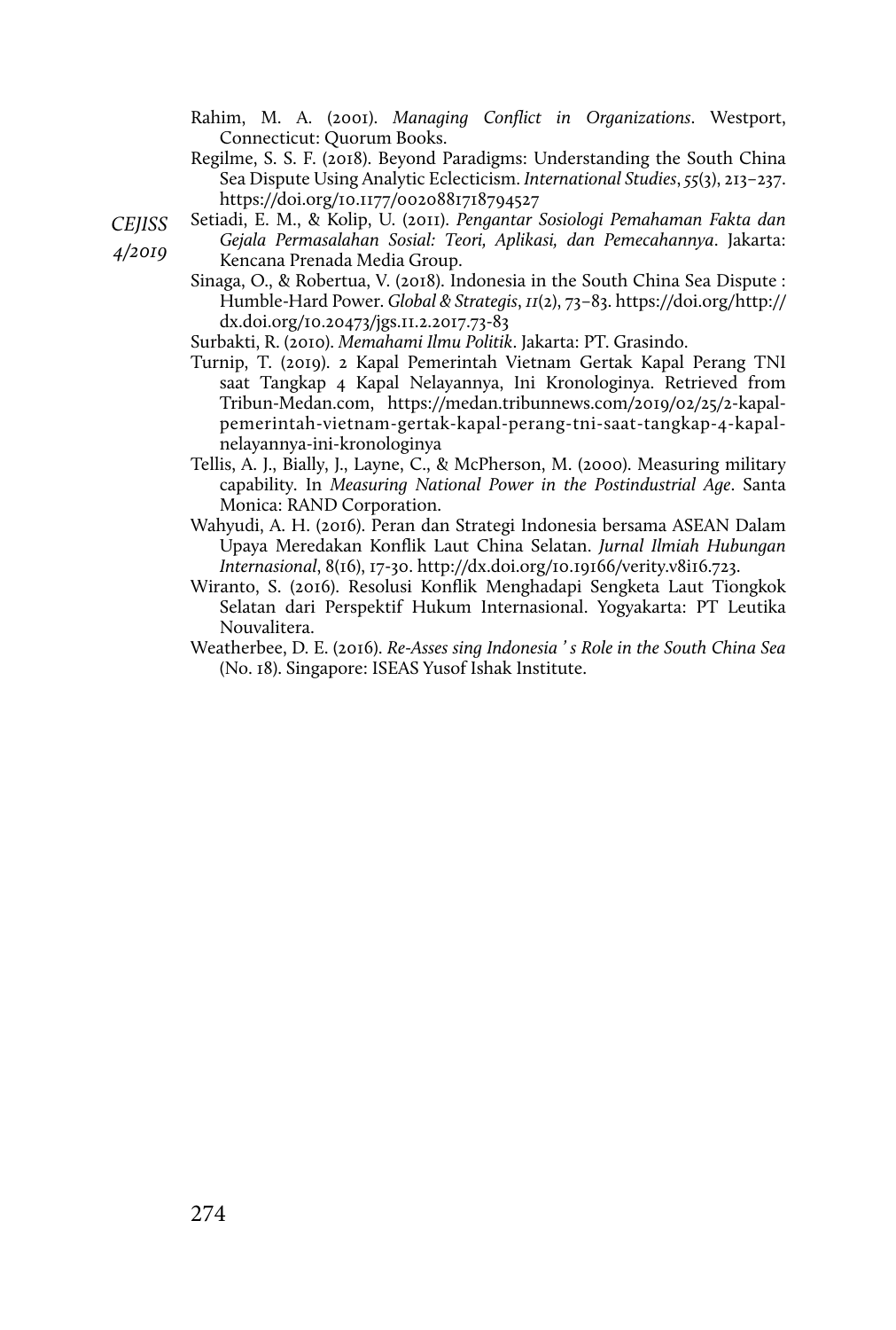Rahim, M. A. (2001). *Managing Conflict in Organizations*. Westport, Connecticut: Quorum Books.

Regilme, S. S. F. (2018). Beyond Paradigms: Understanding the South China Sea Dispute Using Analytic Eclecticism. *International Studies*, *55*(3), 213–237. https://doi.org/10.1177/0020881718794527

Setiadi, E. M., & Kolip, U. (2011). *Pengantar Sosiologi Pemahaman Fakta dan Gejala Permasalahan Sosial: Teori, Aplikasi, dan Pemecahannya*. Jakarta: Kencana Prenada Media Group.

Sinaga, O., & Robertua, V. (2018). Indonesia in the South China Sea Dispute : Humble-Hard Power. *Global & Strategis*, *11*(2), 73–83. https://doi.org/http://dx.doi.org/10.20473/jgs.11.2.2017.73-83

Surbakti, R. (2010). *Memahami Ilmu Politik*. Jakarta: PT. Grasindo.

Turnip, T. (2019). 2 Kapal Pemerintah Vietnam Gertak Kapal Perang TNI saat Tangkap 4 Kapal Nelayannya, Ini Kronologinya. Retrieved from Tribun-Medan.com, https://medan.tribunnews.com/2019/02/25/2-kapal-pemerintah-vietnam-gertak-kapal-perang-tni-saat-tangkap-4-kapal-nelayannya-ini-kronologinya

Tellis, A. J., Bially, J., Layne, C., & McPherson, M. (2000). Measuring military capability. In *Measuring National Power in the Postindustrial Age*. Santa Monica: RAND Corporation.

Wahyudi, A. H. (2016). Peran dan Strategi Indonesia bersama ASEAN Dalam Upaya Meredakan Konflik Laut China Selatan. *Jurnal Ilmiah Hubungan Internasional*, 8(16), 17-30. http://dx.doi.org/10.19166/verity.v8i16.723.

Wiranto, S. (2016). Resolusi Konflik Menghadapi Sengketa Laut Tiongkok Selatan dari Perspektif Hukum Internasional. Yogyakarta: PT Leutika Nouvalitera.

Weatherbee, D. E. (2016). *Re-Asses sing Indonesia ' s Role in the South China Sea* (No. 18). Singapore: ISEAS Yusof Ishak Institute.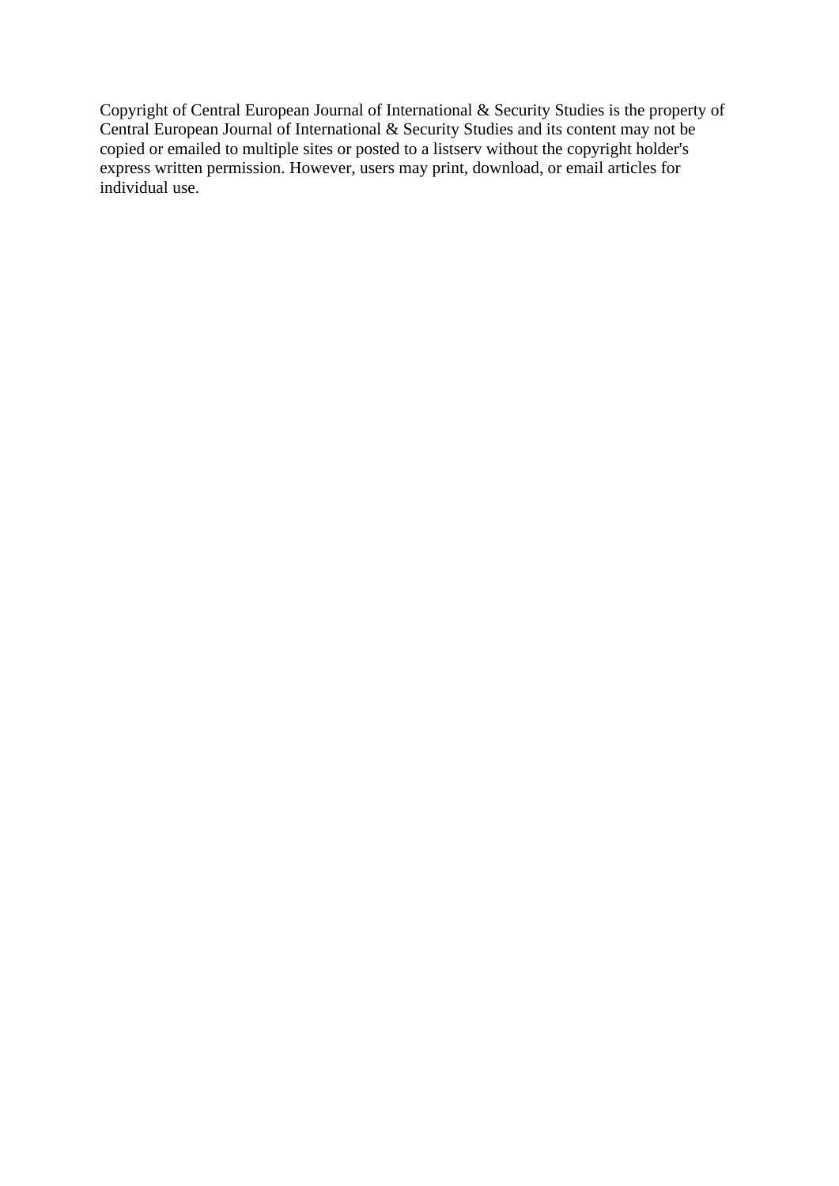Copyright of Central European Journal of International & Security Studies is the property of Central European Journal of International & Security Studies and its content may not be copied or emailed to multiple sites or posted to a listserv without the copyright holder's express written permission. However, users may print, download, or email articles for individual use.